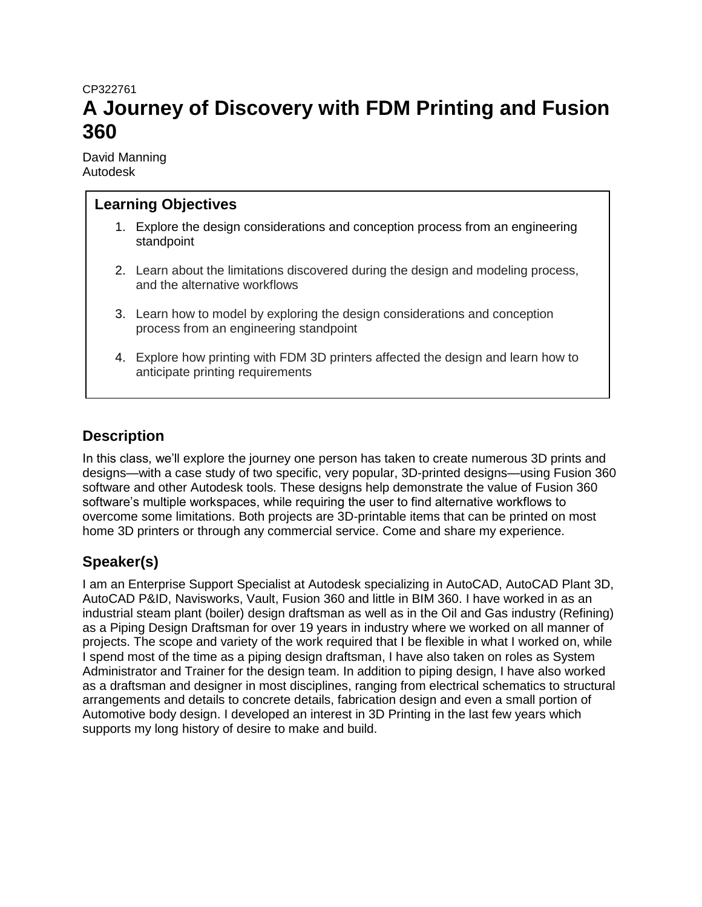CP322761

# A Journey of Discovery with FDM Printing and Fusion 360

David Manning
Autodesk

## Learning Objectives

1. Explore the design considerations and conception process from an engineering standpoint
2. Learn about the limitations discovered during the design and modeling process, and the alternative workflows
3. Learn how to model by exploring the design considerations and conception process from an engineering standpoint
4. Explore how printing with FDM 3D printers affected the design and learn how to anticipate printing requirements

## Description

In this class, we'll explore the journey one person has taken to create numerous 3D prints and designs—with a case study of two specific, very popular, 3D-printed designs—using Fusion 360 software and other Autodesk tools. These designs help demonstrate the value of Fusion 360 software's multiple workspaces, while requiring the user to find alternative workflows to overcome some limitations. Both projects are 3D-printable items that can be printed on most home 3D printers or through any commercial service. Come and share my experience.

## Speaker(s)

I am an Enterprise Support Specialist at Autodesk specializing in AutoCAD, AutoCAD Plant 3D, AutoCAD P&ID, Navisworks, Vault, Fusion 360 and little in BIM 360. I have worked in as an industrial steam plant (boiler) design draftsman as well as in the Oil and Gas industry (Refining) as a Piping Design Draftsman for over 19 years in industry where we worked on all manner of projects. The scope and variety of the work required that I be flexible in what I worked on, while I spend most of the time as a piping design draftsman, I have also taken on roles as System Administrator and Trainer for the design team. In addition to piping design, I have also worked as a draftsman and designer in most disciplines, ranging from electrical schematics to structural arrangements and details to concrete details, fabrication design and even a small portion of Automotive body design. I developed an interest in 3D Printing in the last few years which supports my long history of desire to make and build.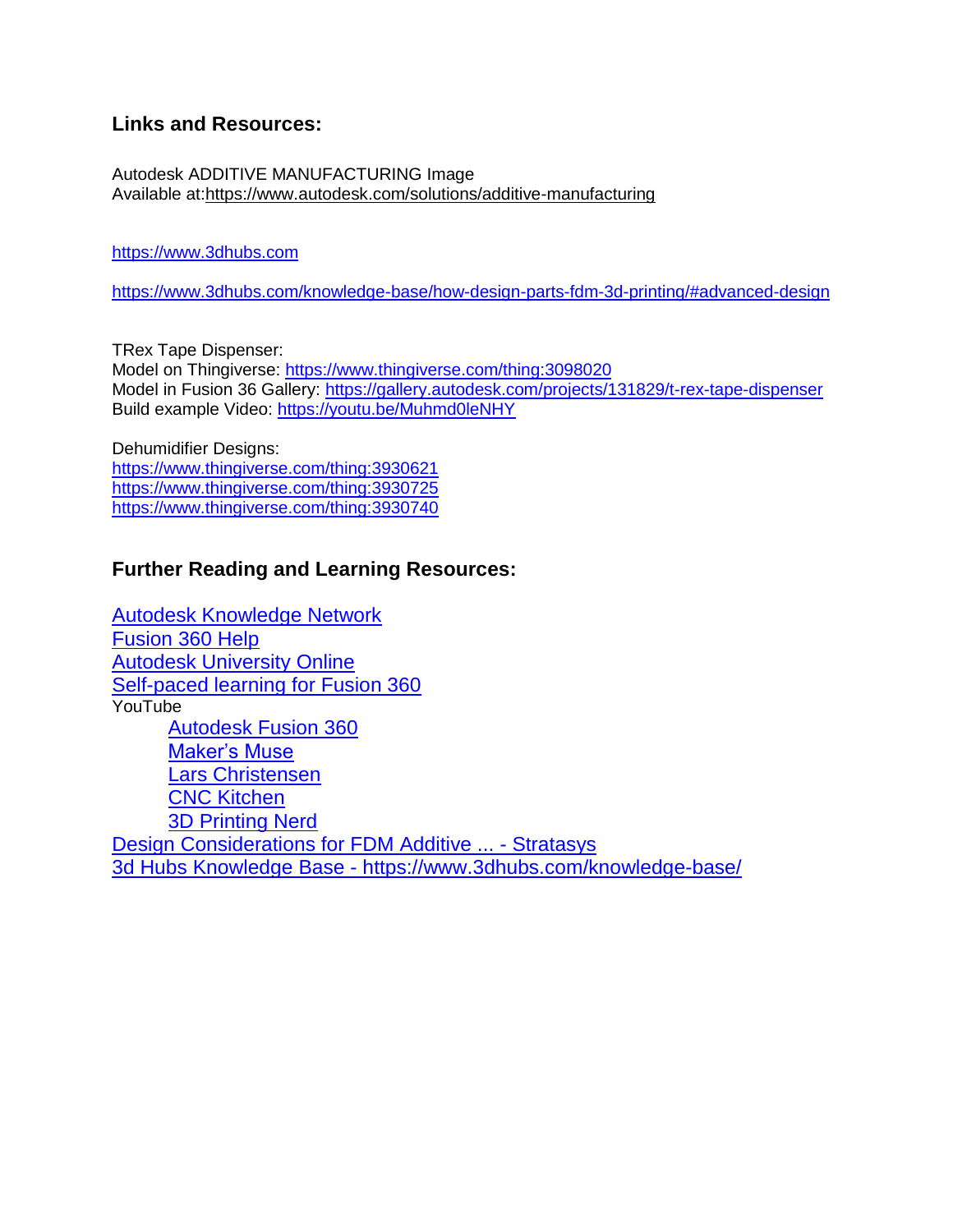### Links and Resources:

Autodesk ADDITIVE MANUFACTURING Image
Available at:https://www.autodesk.com/solutions/additive-manufacturing

https://www.3dhubs.com

https://www.3dhubs.com/knowledge-base/how-design-parts-fdm-3d-printing/#advanced-design

TRex Tape Dispenser:
Model on Thingiverse: https://www.thingiverse.com/thing:3098020
Model in Fusion 36 Gallery: https://gallery.autodesk.com/projects/131829/t-rex-tape-dispenser
Build example Video: https://youtu.be/Muhmd0leNHY

Dehumidifier Designs:
https://www.thingiverse.com/thing:3930621
https://www.thingiverse.com/thing:3930725
https://www.thingiverse.com/thing:3930740

### Further Reading and Learning Resources:

Autodesk Knowledge Network
Fusion 360 Help
Autodesk University Online
Self-paced learning for Fusion 360
YouTube
- Autodesk Fusion 360
- Maker's Muse
- Lars Christensen
- CNC Kitchen
- 3D Printing Nerd

Design Considerations for FDM Additive ... - Stratasys
3d Hubs Knowledge Base - https://www.3dhubs.com/knowledge-base/